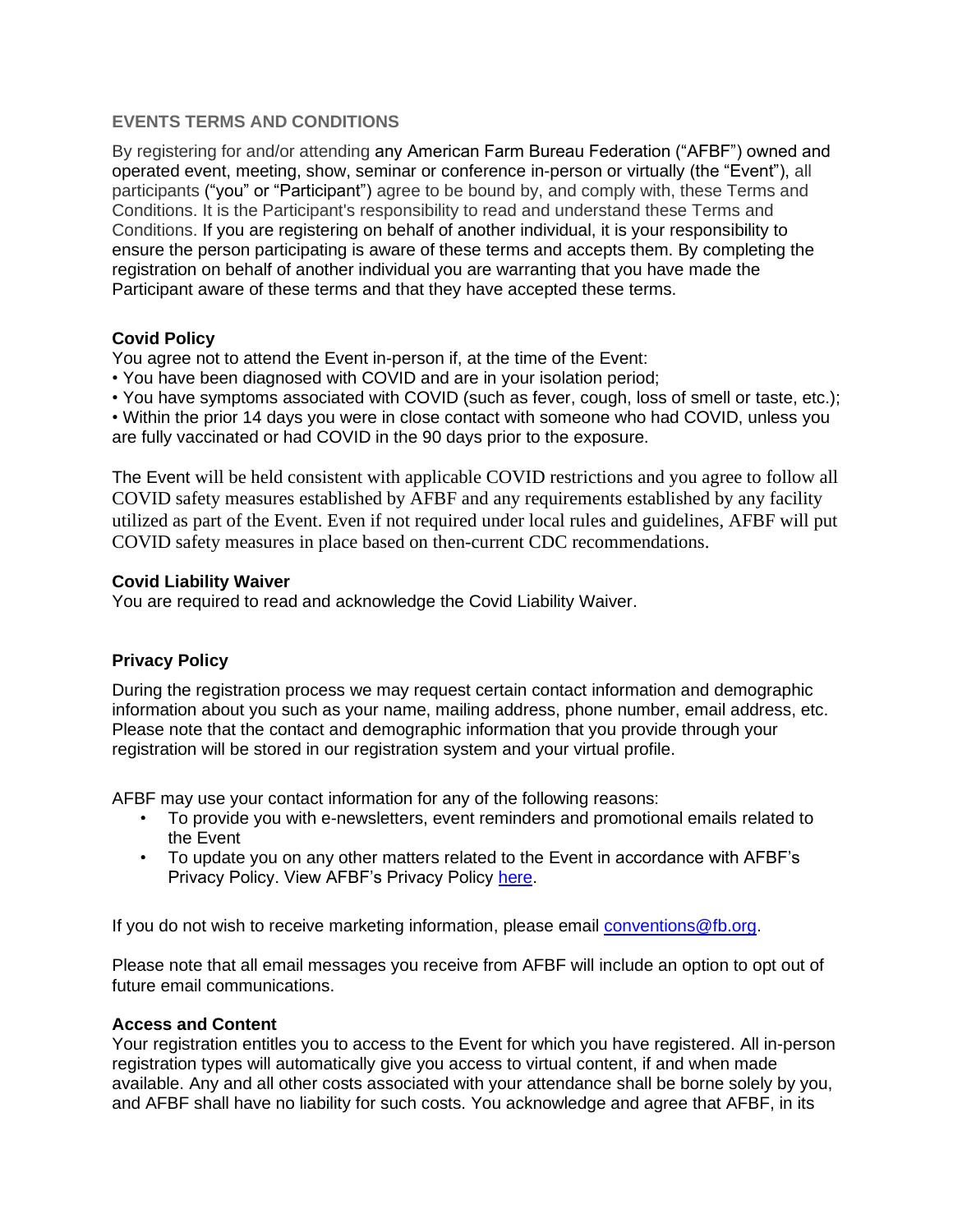## EVENTS TERMS AND CONDITIONS

By registering for and/or attending any American Farm Bureau Federation ("AFBF") owned and operated event, meeting, show, seminar or conference in-person or virtually (the "Event"), all participants ("you" or "Participant") agree to be bound by, and comply with, these Terms and Conditions. It is the Participant's responsibility to read and understand these Terms and Conditions. If you are registering on behalf of another individual, it is your responsibility to ensure the person participating is aware of these terms and accepts them. By completing the registration on behalf of another individual you are warranting that you have made the Participant aware of these terms and that they have accepted these terms.

**Covid Policy**

You agree not to attend the Event in-person if, at the time of the Event:

- You have been diagnosed with COVID and are in your isolation period;
- You have symptoms associated with COVID (such as fever, cough, loss of smell or taste, etc.);
- Within the prior 14 days you were in close contact with someone who had COVID, unless you are fully vaccinated or had COVID in the 90 days prior to the exposure.

The Event will be held consistent with applicable COVID restrictions and you agree to follow all COVID safety measures established by AFBF and any requirements established by any facility utilized as part of the Event. Even if not required under local rules and guidelines, AFBF will put COVID safety measures in place based on then-current CDC recommendations.

**Covid Liability Waiver**

You are required to read and acknowledge the Covid Liability Waiver.

**Privacy Policy**

During the registration process we may request certain contact information and demographic information about you such as your name, mailing address, phone number, email address, etc. Please note that the contact and demographic information that you provide through your registration will be stored in our registration system and your virtual profile.

AFBF may use your contact information for any of the following reasons:

- To provide you with e-newsletters, event reminders and promotional emails related to the Event
- To update you on any other matters related to the Event in accordance with AFBF's Privacy Policy. View AFBF's Privacy Policy here.

If you do not wish to receive marketing information, please email conventions@fb.org.

Please note that all email messages you receive from AFBF will include an option to opt out of future email communications.

**Access and Content**

Your registration entitles you to access to the Event for which you have registered. All in-person registration types will automatically give you access to virtual content, if and when made available. Any and all other costs associated with your attendance shall be borne solely by you, and AFBF shall have no liability for such costs. You acknowledge and agree that AFBF, in its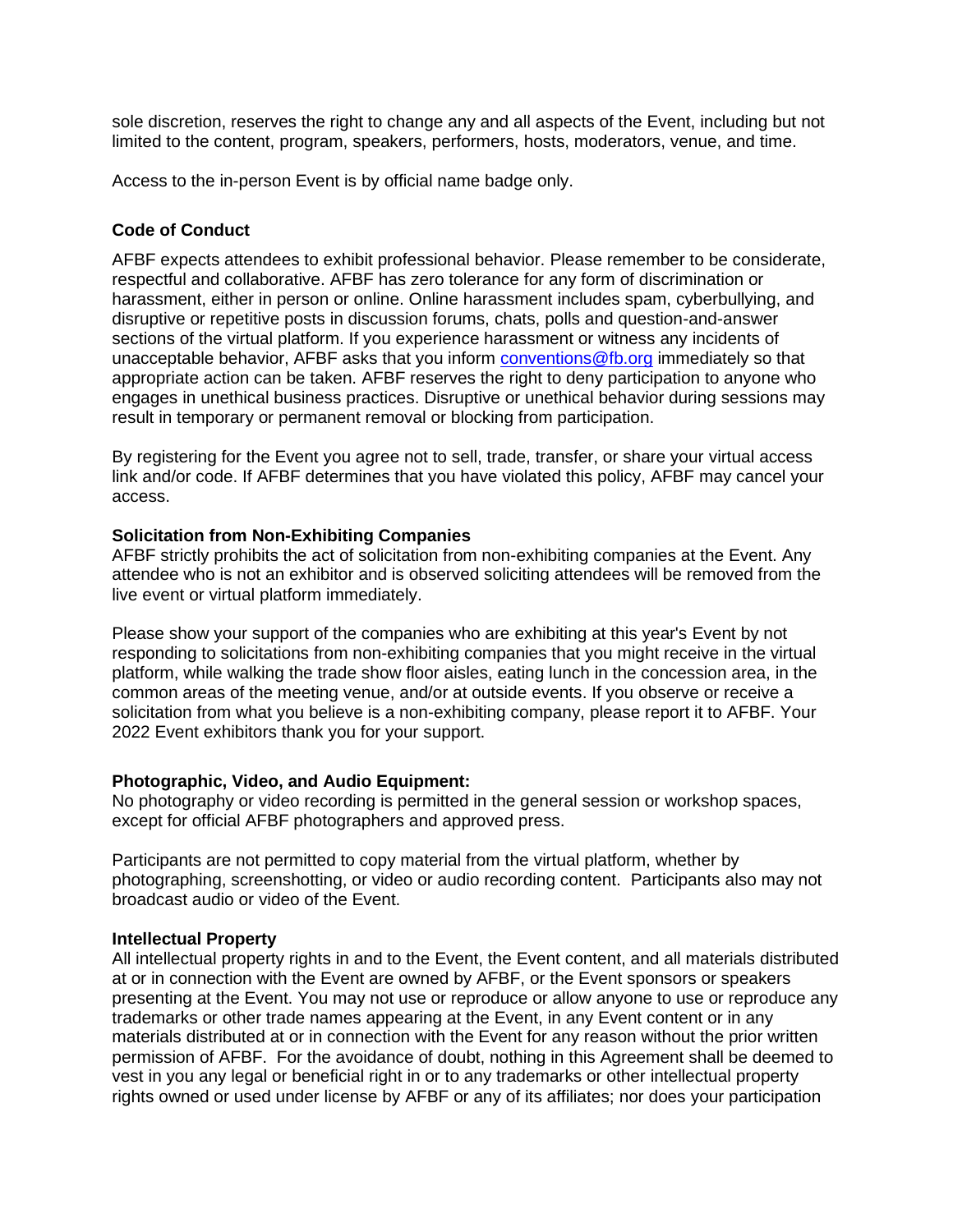sole discretion, reserves the right to change any and all aspects of the Event, including but not limited to the content, program, speakers, performers, hosts, moderators, venue, and time.

Access to the in-person Event is by official name badge only.

### Code of Conduct

AFBF expects attendees to exhibit professional behavior. Please remember to be considerate, respectful and collaborative. AFBF has zero tolerance for any form of discrimination or harassment, either in person or online. Online harassment includes spam, cyberbullying, and disruptive or repetitive posts in discussion forums, chats, polls and question-and-answer sections of the virtual platform. If you experience harassment or witness any incidents of unacceptable behavior, AFBF asks that you inform [conventions@fb.org](mailto:conventions@fb.org) immediately so that appropriate action can be taken. AFBF reserves the right to deny participation to anyone who engages in unethical business practices. Disruptive or unethical behavior during sessions may result in temporary or permanent removal or blocking from participation.

By registering for the Event you agree not to sell, trade, transfer, or share your virtual access link and/or code. If AFBF determines that you have violated this policy, AFBF may cancel your access.

### Solicitation from Non-Exhibiting Companies

AFBF strictly prohibits the act of solicitation from non-exhibiting companies at the Event. Any attendee who is not an exhibitor and is observed soliciting attendees will be removed from the live event or virtual platform immediately.

Please show your support of the companies who are exhibiting at this year's Event by not responding to solicitations from non-exhibiting companies that you might receive in the virtual platform, while walking the trade show floor aisles, eating lunch in the concession area, in the common areas of the meeting venue, and/or at outside events. If you observe or receive a solicitation from what you believe is a non-exhibiting company, please report it to AFBF. Your 2022 Event exhibitors thank you for your support.

### Photographic, Video, and Audio Equipment:

No photography or video recording is permitted in the general session or workshop spaces, except for official AFBF photographers and approved press.

Participants are not permitted to copy material from the virtual platform, whether by photographing, screenshotting, or video or audio recording content. Participants also may not broadcast audio or video of the Event.

### Intellectual Property

All intellectual property rights in and to the Event, the Event content, and all materials distributed at or in connection with the Event are owned by AFBF, or the Event sponsors or speakers presenting at the Event. You may not use or reproduce or allow anyone to use or reproduce any trademarks or other trade names appearing at the Event, in any Event content or in any materials distributed at or in connection with the Event for any reason without the prior written permission of AFBF. For the avoidance of doubt, nothing in this Agreement shall be deemed to vest in you any legal or beneficial right in or to any trademarks or other intellectual property rights owned or used under license by AFBF or any of its affiliates; nor does your participation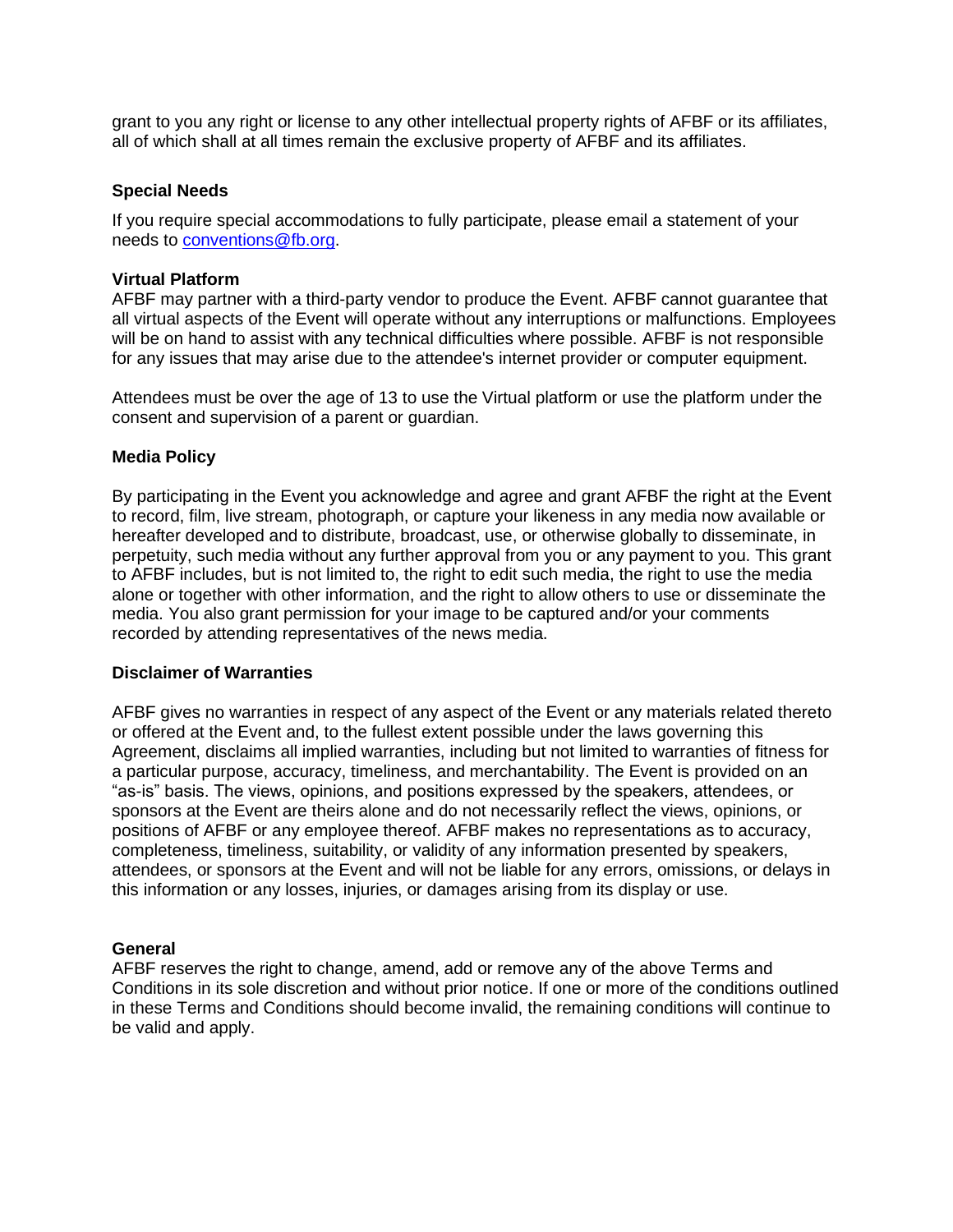grant to you any right or license to any other intellectual property rights of AFBF or its affiliates, all of which shall at all times remain the exclusive property of AFBF and its affiliates.

**Special Needs**

If you require special accommodations to fully participate, please email a statement of your needs to conventions@fb.org.

**Virtual Platform**

AFBF may partner with a third-party vendor to produce the Event. AFBF cannot guarantee that all virtual aspects of the Event will operate without any interruptions or malfunctions. Employees will be on hand to assist with any technical difficulties where possible. AFBF is not responsible for any issues that may arise due to the attendee's internet provider or computer equipment.

Attendees must be over the age of 13 to use the Virtual platform or use the platform under the consent and supervision of a parent or guardian.

**Media Policy**

By participating in the Event you acknowledge and agree and grant AFBF the right at the Event to record, film, live stream, photograph, or capture your likeness in any media now available or hereafter developed and to distribute, broadcast, use, or otherwise globally to disseminate, in perpetuity, such media without any further approval from you or any payment to you. This grant to AFBF includes, but is not limited to, the right to edit such media, the right to use the media alone or together with other information, and the right to allow others to use or disseminate the media. You also grant permission for your image to be captured and/or your comments recorded by attending representatives of the news media.

**Disclaimer of Warranties**

AFBF gives no warranties in respect of any aspect of the Event or any materials related thereto or offered at the Event and, to the fullest extent possible under the laws governing this Agreement, disclaims all implied warranties, including but not limited to warranties of fitness for a particular purpose, accuracy, timeliness, and merchantability. The Event is provided on an "as-is" basis. The views, opinions, and positions expressed by the speakers, attendees, or sponsors at the Event are theirs alone and do not necessarily reflect the views, opinions, or positions of AFBF or any employee thereof. AFBF makes no representations as to accuracy, completeness, timeliness, suitability, or validity of any information presented by speakers, attendees, or sponsors at the Event and will not be liable for any errors, omissions, or delays in this information or any losses, injuries, or damages arising from its display or use.

**General**

AFBF reserves the right to change, amend, add or remove any of the above Terms and Conditions in its sole discretion and without prior notice. If one or more of the conditions outlined in these Terms and Conditions should become invalid, the remaining conditions will continue to be valid and apply.